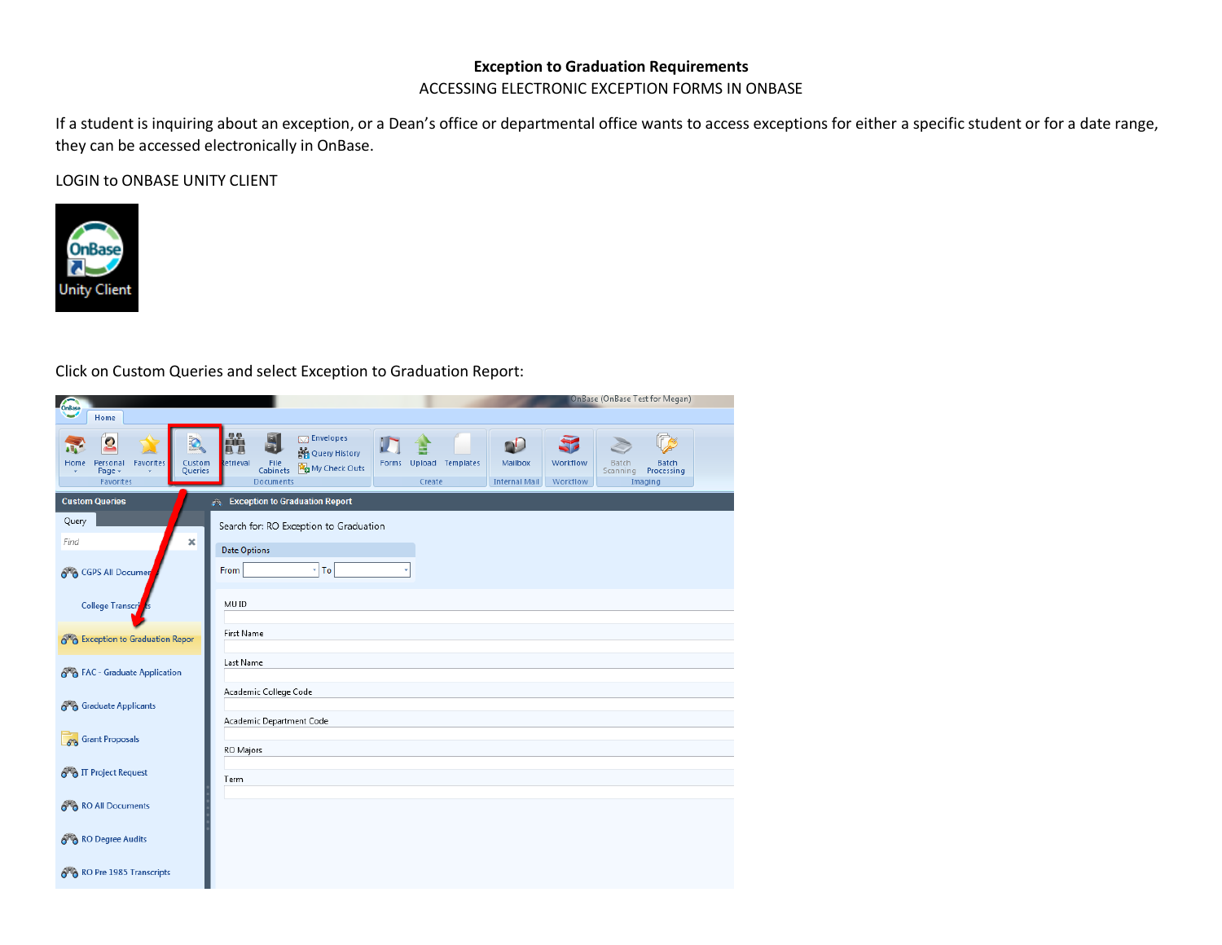# Exception to Graduation Requirements

## ACCESSING ELECTRONIC EXCEPTION FORMS IN ONBASE

If a student is inquiring about an exception, or a Dean's office or departmental office wants to access exceptions for either a specific student or for a date range, they can be accessed electronically in OnBase.

LOGIN to ONBASE UNITY CLIENT

Click on Custom Queries and select Exception to Graduation Report: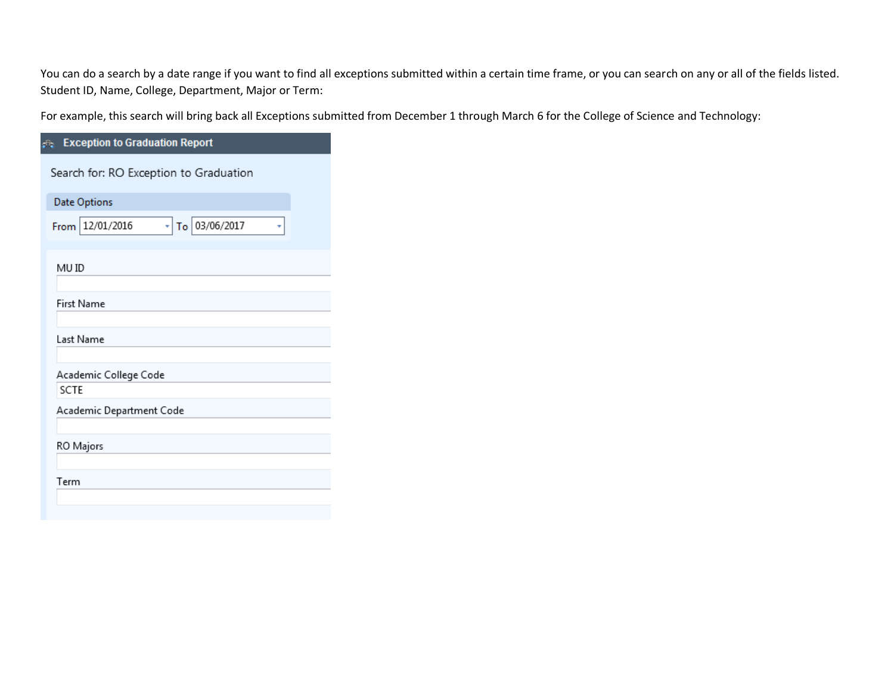You can do a search by a date range if you want to find all exceptions submitted within a certain time frame, or you can search on any or all of the fields listed. Student ID, Name, College, Department, Major or Term:

For example, this search will bring back all Exceptions submitted from December 1 through March 6 for the College of Science and Technology:

**Exception to Graduation Report**

Search for: RO Exception to Graduation

Date Options

From 12/01/2016 To 03/06/2017

MU ID

First Name

Last Name

Academic College Code
SCTE

Academic Department Code

RO Majors

Term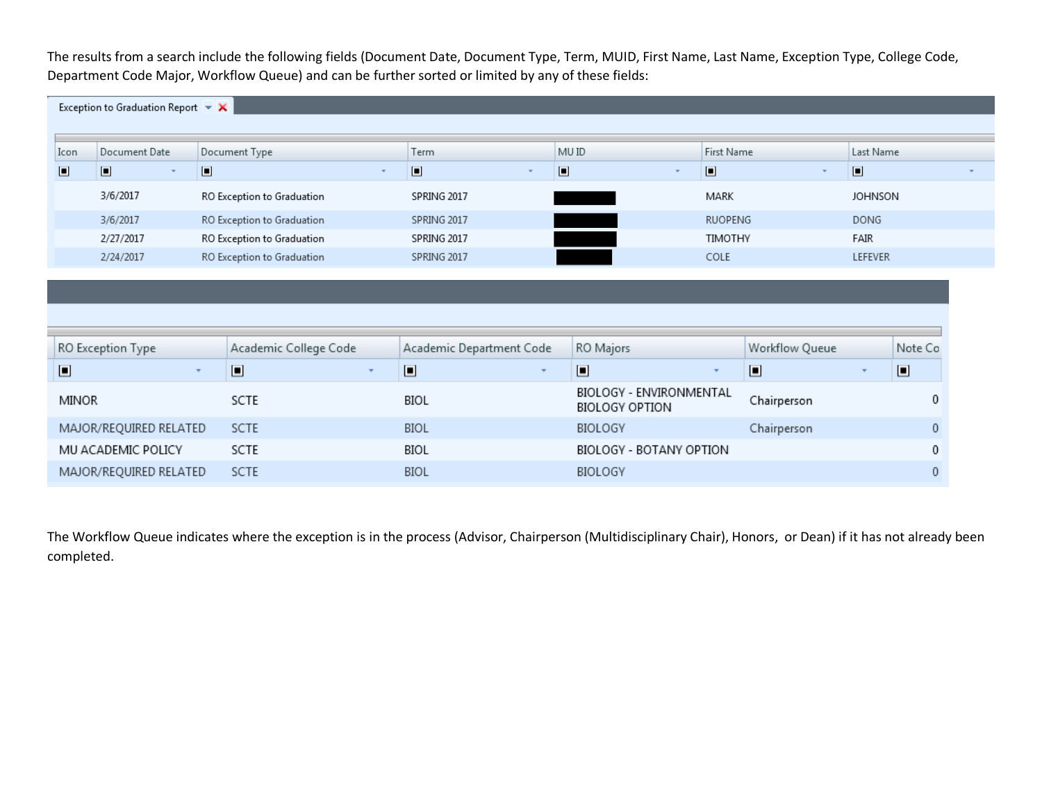The results from a search include the following fields (Document Date, Document Type, Term, MUID, First Name, Last Name, Exception Type, College Code, Department Code Major, Workflow Queue) and can be further sorted or limited by any of these fields:

Exception to Graduation Report

| Icon | Document Date | Document Type | Term | MU ID | First Name | Last Name |
|---|---|---|---|---|---|---|
| | 3/6/2017 | RO Exception to Graduation | SPRING 2017 | | MARK | JOHNSON |
| | 3/6/2017 | RO Exception to Graduation | SPRING 2017 | | RUOPENG | DONG |
| | 2/27/2017 | RO Exception to Graduation | SPRING 2017 | | TIMOTHY | FAIR |
| | 2/24/2017 | RO Exception to Graduation | SPRING 2017 | | COLE | LEFEVER |

| RO Exception Type | Academic College Code | Academic Department Code | RO Majors | Workflow Queue | Note Co |
|---|---|---|---|---|---|
| MINOR | SCTE | BIOL | BIOLOGY - ENVIRONMENTAL BIOLOGY OPTION | Chairperson | 0 |
| MAJOR/REQUIRED RELATED | SCTE | BIOL | BIOLOGY | Chairperson | 0 |
| MU ACADEMIC POLICY | SCTE | BIOL | BIOLOGY - BOTANY OPTION | | 0 |
| MAJOR/REQUIRED RELATED | SCTE | BIOL | BIOLOGY | | 0 |

The Workflow Queue indicates where the exception is in the process (Advisor, Chairperson (Multidisciplinary Chair), Honors, or Dean) if it has not already been completed.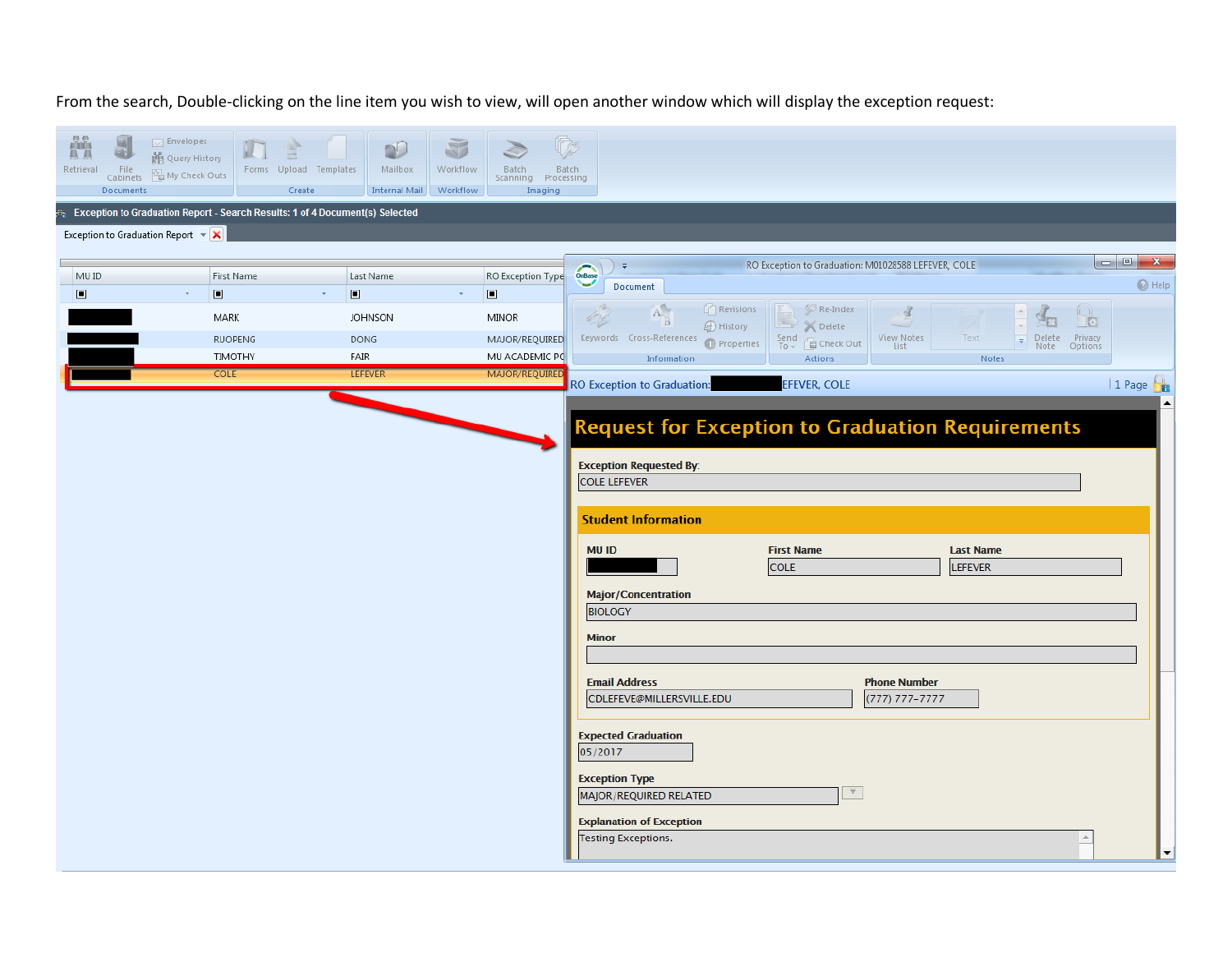From the search, Double-clicking on the line item you wish to view, will open another window which will display the exception request:

Retrieval | File Cabinets | Envelopes | Query History | My Check Outs | Documents | Forms | Upload | Templates | Create | Mailbox | Internal Mail | Workflow | Workflow | Batch Scanning | Batch Processing | Imaging

Exception to Graduation Report - Search Results: 1 of 4 Document(s) Selected

Exception to Graduation Report

| MU ID | First Name | Last Name | RO Exception Type |
|---|---|---|---|
| | MARK | JOHNSON | MINOR |
| | RUOPENG | DONG | MAJOR/REQUIRED |
| | TIMOTHY | FAIR | MU ACADEMIC PO |
| | COLE | LEFEVER | MAJOR/REQUIRED |

RO Exception to Graduation: M01028588 LEFEVER, COLE

Document | Help

Keywords | Cross-References | Revisions | History | Properties | Information | Send To | Re-Index | Delete | Check Out | Actions | View Notes List | Text | Delete Note | Privacy Options | Notes

RO Exception to Graduation: EFEVER, COLE | 1 Page

# Request for Exception to Graduation Requirements

**Exception Requested By:**
COLE LEFEVER

## Student Information

| MU ID | First Name | Last Name |
|---|---|---|
| | COLE | LEFEVER |

**Major/Concentration**
BIOLOGY

**Minor**

**Email Address**
CDLEFEVE@MILLERSVILLE.EDU

**Phone Number**
(777) 777-7777

**Expected Graduation**
05/2017

**Exception Type**
MAJOR/REQUIRED RELATED

**Explanation of Exception**
Testing Exceptions.